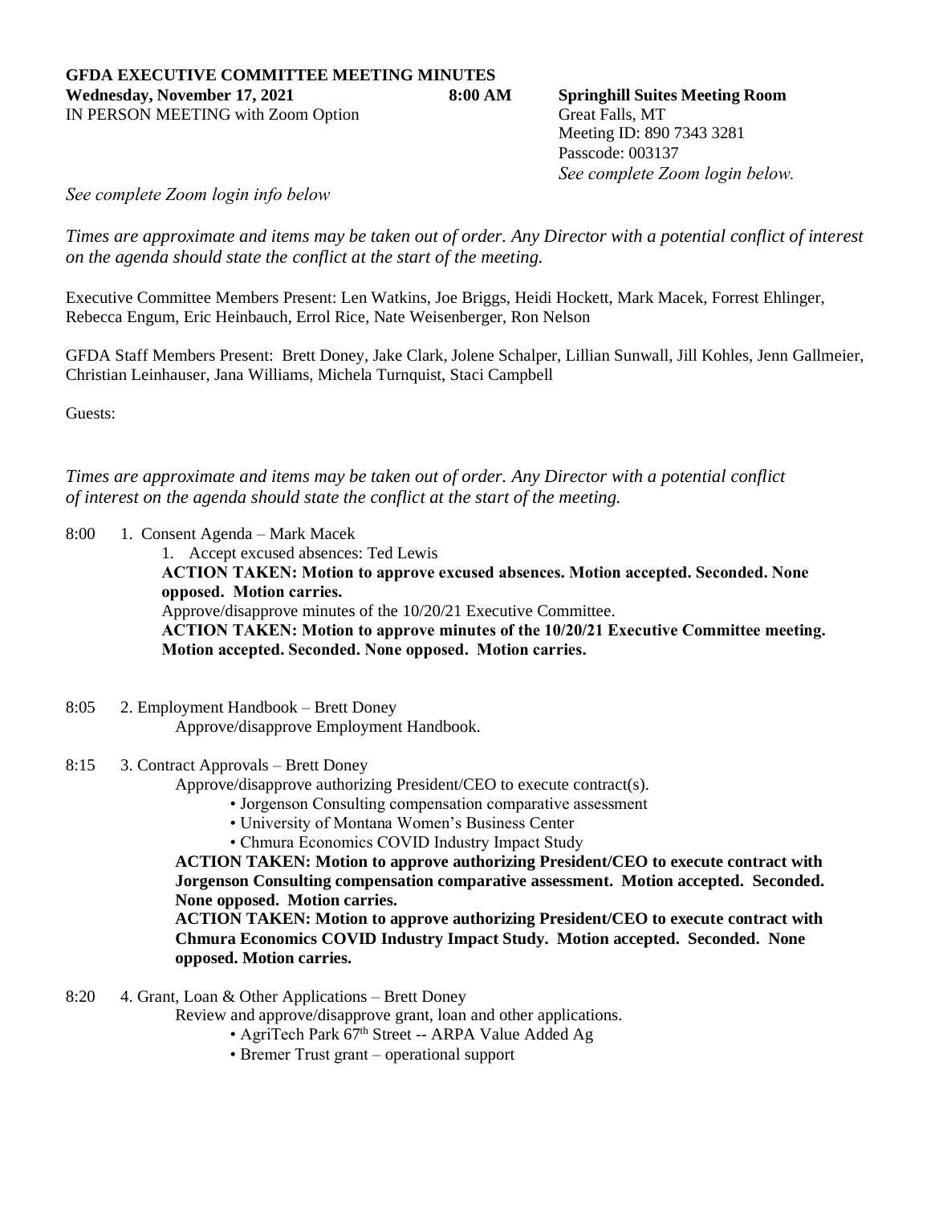**GFDA EXECUTIVE COMMITTEE MEETING MINUTES**

**Wednesday, November 17, 2021** **8:00 AM** **Springhill Suites Meeting Room**

IN PERSON MEETING with Zoom Option

Great Falls, MT
Meeting ID: 890 7343 3281
Passcode: 003137
*See complete Zoom login below.*

*See complete Zoom login info below*

*Times are approximate and items may be taken out of order. Any Director with a potential conflict of interest on the agenda should state the conflict at the start of the meeting.*

Executive Committee Members Present: Len Watkins, Joe Briggs, Heidi Hockett, Mark Macek, Forrest Ehlinger, Rebecca Engum, Eric Heinbauch, Errol Rice, Nate Weisenberger, Ron Nelson

GFDA Staff Members Present: Brett Doney, Jake Clark, Jolene Schalper, Lillian Sunwall, Jill Kohles, Jenn Gallmeier, Christian Leinhauser, Jana Williams, Michela Turnquist, Staci Campbell

Guests:

*Times are approximate and items may be taken out of order. Any Director with a potential conflict of interest on the agenda should state the conflict at the start of the meeting.*

8:00 1. Consent Agenda – Mark Macek

1. Accept excused absences: Ted Lewis

**ACTION TAKEN: Motion to approve excused absences. Motion accepted. Seconded. None opposed. Motion carries.**

Approve/disapprove minutes of the 10/20/21 Executive Committee.

**ACTION TAKEN: Motion to approve minutes of the 10/20/21 Executive Committee meeting. Motion accepted. Seconded. None opposed. Motion carries.**

8:05 2. Employment Handbook – Brett Doney

Approve/disapprove Employment Handbook.

8:15 3. Contract Approvals – Brett Doney

Approve/disapprove authorizing President/CEO to execute contract(s).

- Jorgenson Consulting compensation comparative assessment
- University of Montana Women's Business Center
- Chmura Economics COVID Industry Impact Study

**ACTION TAKEN: Motion to approve authorizing President/CEO to execute contract with Jorgenson Consulting compensation comparative assessment. Motion accepted. Seconded. None opposed. Motion carries.**

**ACTION TAKEN: Motion to approve authorizing President/CEO to execute contract with Chmura Economics COVID Industry Impact Study. Motion accepted. Seconded. None opposed. Motion carries.**

8:20 4. Grant, Loan & Other Applications – Brett Doney

Review and approve/disapprove grant, loan and other applications.

- AgriTech Park 67th Street -- ARPA Value Added Ag
- Bremer Trust grant – operational support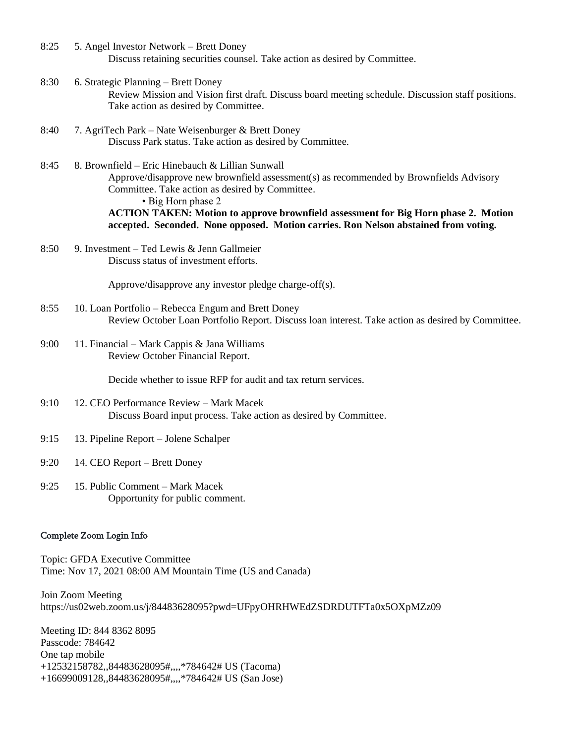8:25 5. Angel Investor Network – Brett Doney
Discuss retaining securities counsel. Take action as desired by Committee.

8:30 6. Strategic Planning – Brett Doney
Review Mission and Vision first draft. Discuss board meeting schedule. Discussion staff positions. Take action as desired by Committee.

8:40 7. AgriTech Park – Nate Weisenburger & Brett Doney
Discuss Park status. Take action as desired by Committee.

8:45 8. Brownfield – Eric Hinebauch & Lillian Sunwall
Approve/disapprove new brownfield assessment(s) as recommended by Brownfields Advisory Committee. Take action as desired by Committee.

- Big Horn phase 2

**ACTION TAKEN: Motion to approve brownfield assessment for Big Horn phase 2. Motion accepted. Seconded. None opposed. Motion carries. Ron Nelson abstained from voting.**

8:50 9. Investment – Ted Lewis & Jenn Gallmeier
Discuss status of investment efforts.

Approve/disapprove any investor pledge charge-off(s).

8:55 10. Loan Portfolio – Rebecca Engum and Brett Doney
Review October Loan Portfolio Report. Discuss loan interest. Take action as desired by Committee.

9:00 11. Financial – Mark Cappis & Jana Williams
Review October Financial Report.

Decide whether to issue RFP for audit and tax return services.

9:10 12. CEO Performance Review – Mark Macek
Discuss Board input process. Take action as desired by Committee.

9:15 13. Pipeline Report – Jolene Schalper

9:20 14. CEO Report – Brett Doney

9:25 15. Public Comment – Mark Macek
Opportunity for public comment.

## Complete Zoom Login Info

Topic: GFDA Executive Committee
Time: Nov 17, 2021 08:00 AM Mountain Time (US and Canada)

Join Zoom Meeting
https://us02web.zoom.us/j/84483628095?pwd=UFpyOHRHWEdZSDRDUTFTa0x5OXpMZz09

Meeting ID: 844 8362 8095
Passcode: 784642
One tap mobile
+12532158782,,84483628095#,,,,*784642# US (Tacoma)
+16699009128,,84483628095#,,,,*784642# US (San Jose)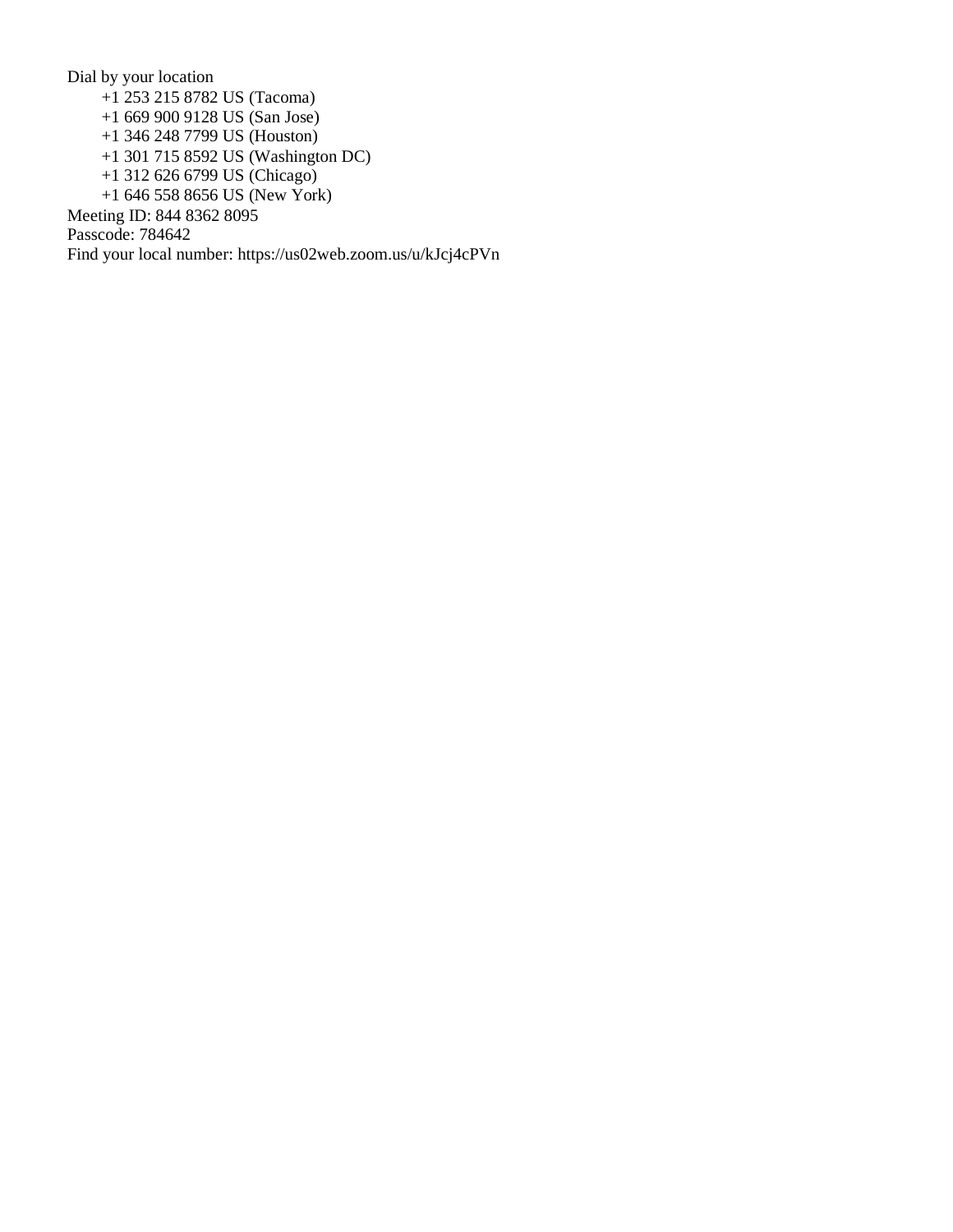Dial by your location

- +1 253 215 8782 US (Tacoma)
- +1 669 900 9128 US (San Jose)
- +1 346 248 7799 US (Houston)
- +1 301 715 8592 US (Washington DC)
- +1 312 626 6799 US (Chicago)
- +1 646 558 8656 US (New York)

Meeting ID: 844 8362 8095

Passcode: 784642

Find your local number: https://us02web.zoom.us/u/kJcj4cPVn